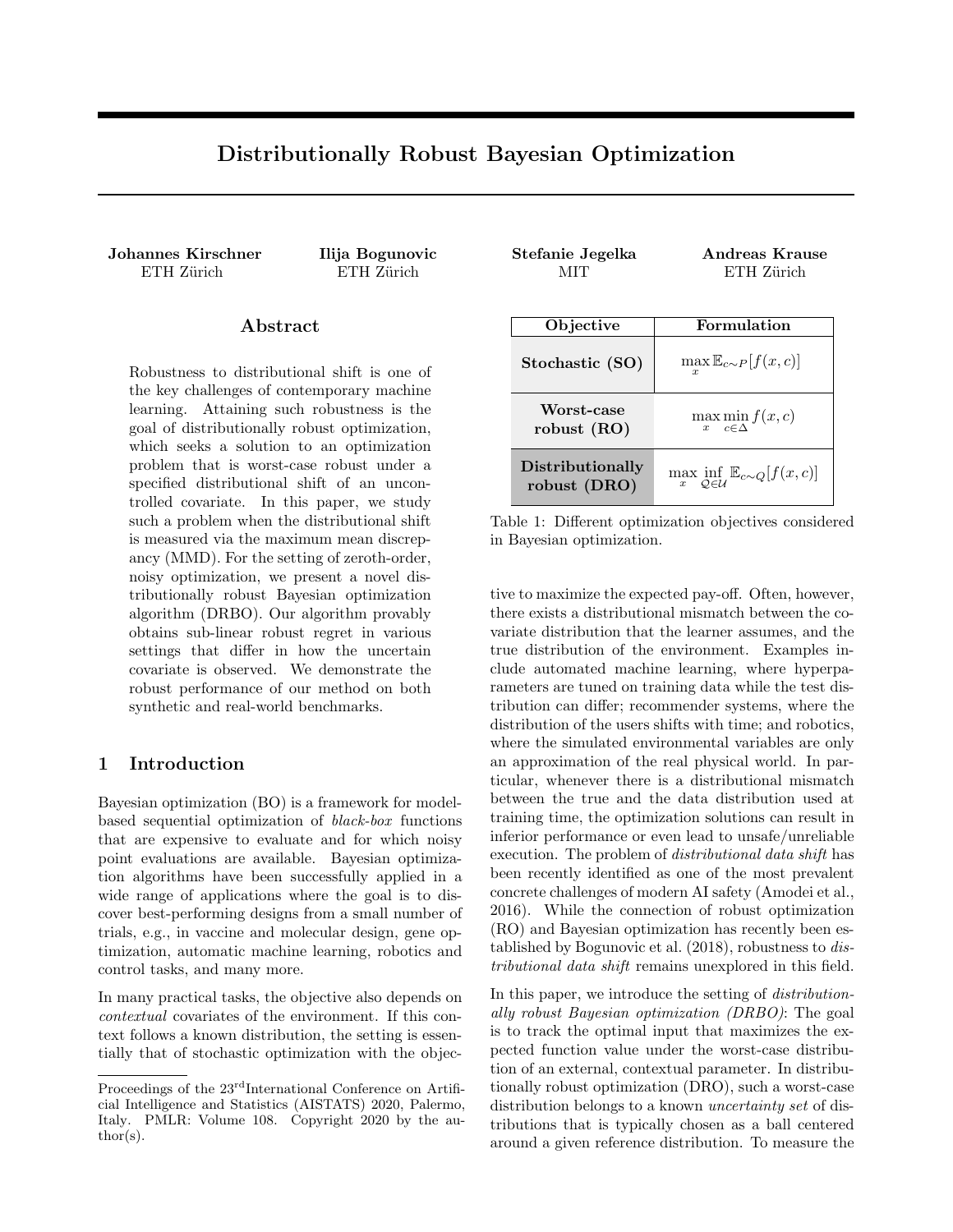# Distributionally Robust Bayesian Optimization

**Johannes Kirschner**
ETH Zürich

**Ilija Bogunovic**
ETH Zürich

**Stefanie Jegelka**
MIT

**Andreas Krause**
ETH Zürich

## Abstract

Robustness to distributional shift is one of the key challenges of contemporary machine learning. Attaining such robustness is the goal of distributionally robust optimization, which seeks a solution to an optimization problem that is worst-case robust under a specified distributional shift of an uncontrolled covariate. In this paper, we study such a problem when the distributional shift is measured via the maximum mean discrepancy (MMD). For the setting of zeroth-order, noisy optimization, we present a novel distributionally robust Bayesian optimization algorithm (DRBO). Our algorithm provably obtains sub-linear robust regret in various settings that differ in how the uncertain covariate is observed. We demonstrate the robust performance of our method on both synthetic and real-world benchmarks.

## 1 Introduction

Bayesian optimization (BO) is a framework for model-based sequential optimization of *black-box* functions that are expensive to evaluate and for which noisy point evaluations are available. Bayesian optimization algorithms have been successfully applied in a wide range of applications where the goal is to discover best-performing designs from a small number of trials, e.g., in vaccine and molecular design, gene optimization, automatic machine learning, robotics and control tasks, and many more.

In many practical tasks, the objective also depends on *contextual* covariates of the environment. If this context follows a known distribution, the setting is essentially that of stochastic optimization with the objective to maximize the expected pay-off. Often, however, there exists a distributional mismatch between the covariate distribution that the learner assumes, and the true distribution of the environment. Examples include automated machine learning, where hyperparameters are tuned on training data while the test distribution can differ; recommender systems, where the distribution of the users shifts with time; and robotics, where the simulated environmental variables are only an approximation of the real physical world. In particular, whenever there is a distributional mismatch between the true and the data distribution used at training time, the optimization solutions can result in inferior performance or even lead to unsafe/unreliable execution. The problem of *distributional data shift* has been recently identified as one of the most prevalent concrete challenges of modern AI safety (Amodei et al., 2016). While the connection of robust optimization (RO) and Bayesian optimization has recently been established by Bogunovic et al. (2018), robustness to *distributional data shift* remains unexplored in this field.

| Objective | Formulation |
|---|---|
| **Stochastic (SO)** | $\max_x \mathbb{E}_{c \sim P}[f(x, c)]$ |
| **Worst-case robust (RO)** | $\max_x \min_{c \in \Delta} f(x, c)$ |
| **Distributionally robust (DRO)** | $\max_x \inf_{Q \in \mathcal{U}} \mathbb{E}_{c \sim Q}[f(x, c)]$ |

Table 1: Different optimization objectives considered in Bayesian optimization.

In this paper, we introduce the setting of *distributionally robust Bayesian optimization (DRBO)*: The goal is to track the optimal input that maximizes the expected function value under the worst-case distribution of an external, contextual parameter. In distributionally robust optimization (DRO), such a worst-case distribution belongs to a known *uncertainty set* of distributions that is typically chosen as a ball centered around a given reference distribution. To measure the

Proceedings of the 23[rd] International Conference on Artificial Intelligence and Statistics (AISTATS) 2020, Palermo, Italy. PMLR: Volume 108. Copyright 2020 by the author(s).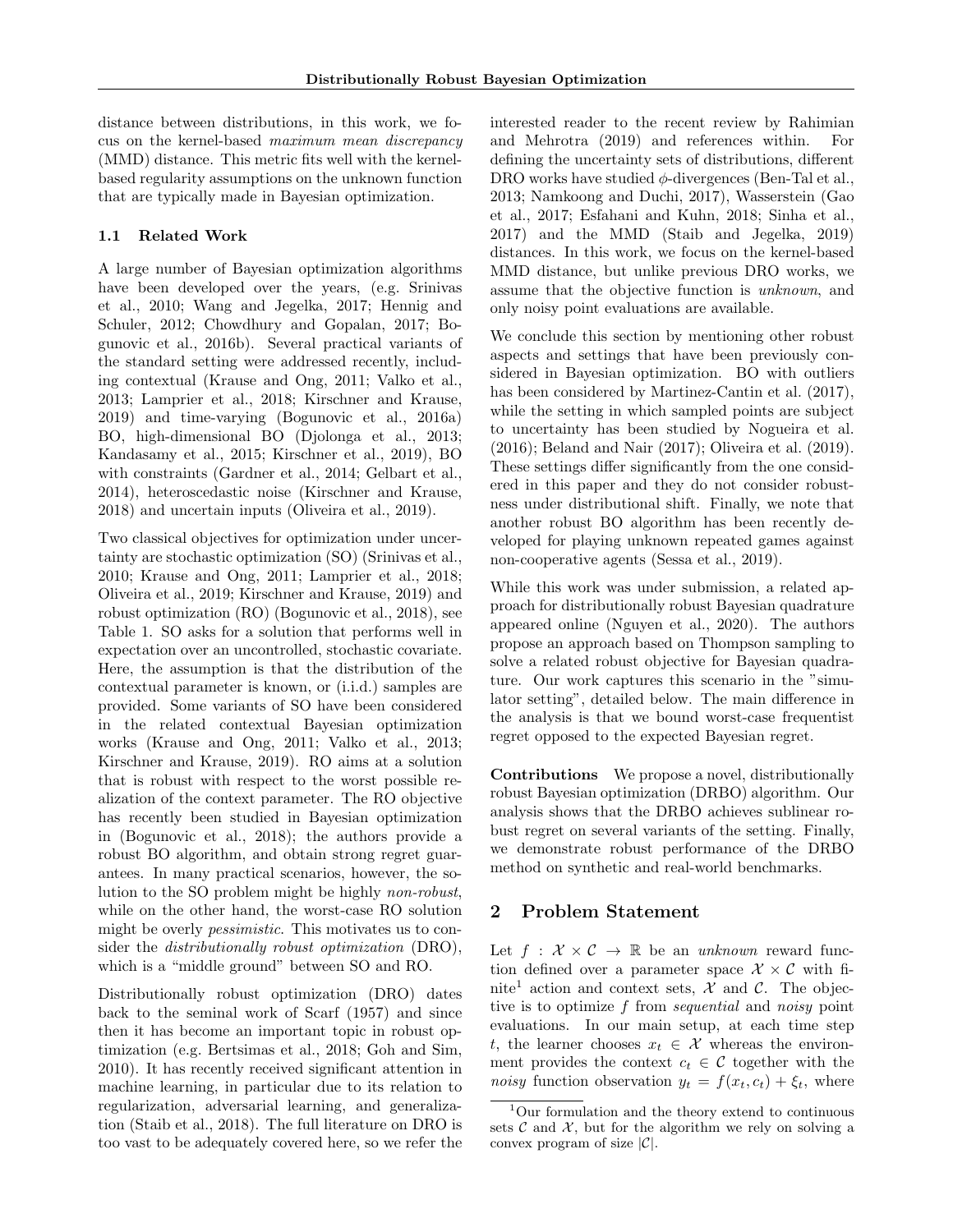distance between distributions, in this work, we focus on the kernel-based *maximum mean discrepancy* (MMD) distance. This metric fits well with the kernel-based regularity assumptions on the unknown function that are typically made in Bayesian optimization.

### 1.1 Related Work

A large number of Bayesian optimization algorithms have been developed over the years, (e.g. Srinivas et al., 2010; Wang and Jegelka, 2017; Hennig and Schuler, 2012; Chowdhury and Gopalan, 2017; Bogunovic et al., 2016b). Several practical variants of the standard setting were addressed recently, including contextual (Krause and Ong, 2011; Valko et al., 2013; Lamprier et al., 2018; Kirschner and Krause, 2019) and time-varying (Bogunovic et al., 2016a) BO, high-dimensional BO (Djolonga et al., 2013; Kandasamy et al., 2015; Kirschner et al., 2019), BO with constraints (Gardner et al., 2014; Gelbart et al., 2014), heteroscedastic noise (Kirschner and Krause, 2018) and uncertain inputs (Oliveira et al., 2019).

Two classical objectives for optimization under uncertainty are stochastic optimization (SO) (Srinivas et al., 2010; Krause and Ong, 2011; Lamprier et al., 2018; Oliveira et al., 2019; Kirschner and Krause, 2019) and robust optimization (RO) (Bogunovic et al., 2018), see Table 1. SO asks for a solution that performs well in expectation over an uncontrolled, stochastic covariate. Here, the assumption is that the distribution of the contextual parameter is known, or (i.i.d.) samples are provided. Some variants of SO have been considered in the related contextual Bayesian optimization works (Krause and Ong, 2011; Valko et al., 2013; Kirschner and Krause, 2019). RO aims at a solution that is robust with respect to the worst possible realization of the context parameter. The RO objective has recently been studied in Bayesian optimization in (Bogunovic et al., 2018); the authors provide a robust BO algorithm, and obtain strong regret guarantees. In many practical scenarios, however, the solution to the SO problem might be highly *non-robust*, while on the other hand, the worst-case RO solution might be overly *pessimistic*. This motivates us to consider the *distributionally robust optimization* (DRO), which is a "middle ground" between SO and RO.

Distributionally robust optimization (DRO) dates back to the seminal work of Scarf (1957) and since then it has become an important topic in robust optimization (e.g. Bertsimas et al., 2018; Goh and Sim, 2010). It has recently received significant attention in machine learning, in particular due to its relation to regularization, adversarial learning, and generalization (Staib et al., 2018). The full literature on DRO is too vast to be adequately covered here, so we refer the interested reader to the recent review by Rahimian and Mehrotra (2019) and references within. For defining the uncertainty sets of distributions, different DRO works have studied $\phi$-divergences (Ben-Tal et al., 2013; Namkoong and Duchi, 2017), Wasserstein (Gao et al., 2017; Esfahani and Kuhn, 2018; Sinha et al., 2017) and the MMD (Staib and Jegelka, 2019) distances. In this work, we focus on the kernel-based MMD distance, but unlike previous DRO works, we assume that the objective function is *unknown*, and only noisy point evaluations are available.

We conclude this section by mentioning other robust aspects and settings that have been previously considered in Bayesian optimization. BO with outliers has been considered by Martinez-Cantin et al. (2017), while the setting in which sampled points are subject to uncertainty has been studied by Nogueira et al. (2016); Beland and Nair (2017); Oliveira et al. (2019). These settings differ significantly from the one considered in this paper and they do not consider robustness under distributional shift. Finally, we note that another robust BO algorithm has been recently developed for playing unknown repeated games against non-cooperative agents (Sessa et al., 2019).

While this work was under submission, a related approach for distributionally robust Bayesian quadrature appeared online (Nguyen et al., 2020). The authors propose an approach based on Thompson sampling to solve a related robust objective for Bayesian quadrature. Our work captures this scenario in the "simulator setting", detailed below. The main difference in the analysis is that we bound worst-case frequentist regret opposed to the expected Bayesian regret.

**Contributions** We propose a novel, distributionally robust Bayesian optimization (DRBO) algorithm. Our analysis shows that the DRBO achieves sublinear robust regret on several variants of the setting. Finally, we demonstrate robust performance of the DRBO method on synthetic and real-world benchmarks.

## 2 Problem Statement

Let $f : \mathcal{X} \times \mathcal{C} \to \mathbb{R}$ be an *unknown* reward function defined over a parameter space $\mathcal{X} \times \mathcal{C}$ with finite[1] action and context sets, $\mathcal{X}$ and $\mathcal{C}$. The objective is to optimize $f$ from *sequential* and *noisy* point evaluations. In our main setup, at each time step $t$, the learner chooses $x_t \in \mathcal{X}$ whereas the environment provides the context $c_t \in \mathcal{C}$ together with the *noisy* function observation $y_t = f(x_t, c_t) + \xi_t$, where

[1] Our formulation and the theory extend to continuous sets $\mathcal{C}$ and $\mathcal{X}$, but for the algorithm we rely on solving a convex program of size $|\mathcal{C}|$.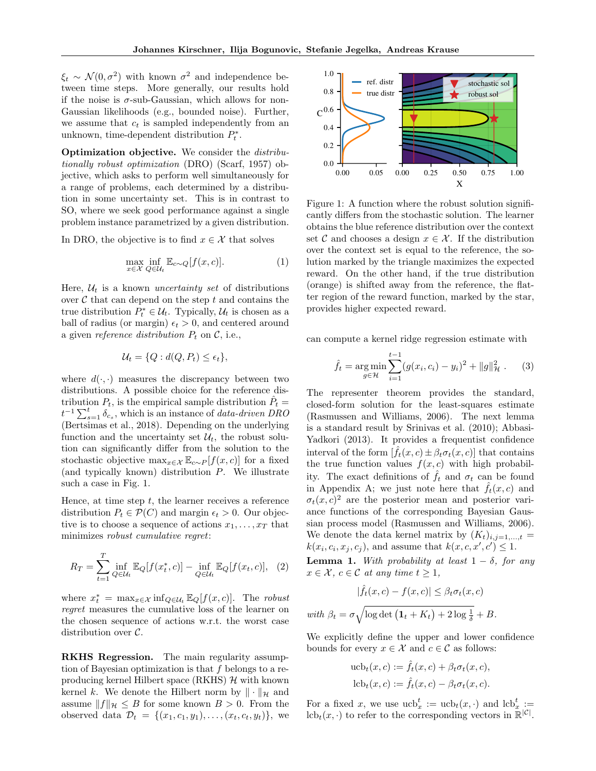$\xi_t \sim \mathcal{N}(0, \sigma^2)$ with known $\sigma^2$ and independence between time steps. More generally, our results hold if the noise is $\sigma$-sub-Gaussian, which allows for non-Gaussian likelihoods (e.g., bounded noise). Further, we assume that $c_t$ is sampled independently from an unknown, time-dependent distribution $P_t^*$.

**Optimization objective.** We consider the *distributionally robust optimization* (DRO) (Scarf, 1957) objective, which asks to perform well simultaneously for a range of problems, each determined by a distribution in some uncertainty set. This is in contrast to SO, where we seek good performance against a single problem instance parametrized by a given distribution.

In DRO, the objective is to find $x \in \mathcal{X}$ that solves

$$\max_{x \in \mathcal{X}} \inf_{Q \in \mathcal{U}_t} \mathbb{E}_{c \sim Q}[f(x, c)]. \tag{1}$$

Here, $\mathcal{U}_t$ is a known *uncertainty set* of distributions over $\mathcal{C}$ that can depend on the step $t$ and contains the true distribution $P_t^* \in \mathcal{U}_t$. Typically, $\mathcal{U}_t$ is chosen as a ball of radius (or margin) $\epsilon_t > 0$, and centered around a given *reference distribution* $P_t$ on $\mathcal{C}$, i.e.,

$$\mathcal{U}_t = \{Q : d(Q, P_t) \leq \epsilon_t\},$$

where $d(\cdot, \cdot)$ measures the discrepancy between two distributions. A possible choice for the reference distribution $P_t$, is the empirical sample distribution $\hat{P}_t = t^{-1} \sum_{s=1}^{t} \delta_{c_s}$, which is an instance of *data-driven DRO* (Bertsimas et al., 2018). Depending on the underlying function and the uncertainty set $\mathcal{U}_t$, the robust solution can significantly differ from the solution to the stochastic objective $\max_{x \in \mathcal{X}} \mathbb{E}_{c \sim P}[f(x, c)]$ for a fixed (and typically known) distribution $P$. We illustrate such a case in Fig. 1.

Hence, at time step $t$, the learner receives a reference distribution $P_t \in \mathcal{P}(C)$ and margin $\epsilon_t > 0$. Our objective is to choose a sequence of actions $x_1, \dots, x_T$ that minimizes *robust cumulative regret*:

$$R_T = \sum_{t=1}^{T} \inf_{Q \in \mathcal{U}_t} \mathbb{E}_Q[f(x_t^*, c)] - \inf_{Q \in \mathcal{U}_t} \mathbb{E}_Q[f(x_t, c)], \tag{2}$$

where $x_t^* = \max_{x \in \mathcal{X}} \inf_{Q \in \mathcal{U}_t} \mathbb{E}_Q[f(x, c)]$. The *robust regret* measures the cumulative loss of the learner on the chosen sequence of actions w.r.t. the worst case distribution over $\mathcal{C}$.

**RKHS Regression.** The main regularity assumption of Bayesian optimization is that $f$ belongs to a reproducing kernel Hilbert space (RKHS) $\mathcal{H}$ with known kernel $k$. We denote the Hilbert norm by $\|\cdot\|_{\mathcal{H}}$ and assume $\|f\|_{\mathcal{H}} \leq B$ for some known $B > 0$. From the observed data $\mathcal{D}_t = \{(x_1, c_1, y_1), \dots, (x_t, c_t, y_t)\}$, we can compute a kernel ridge regression estimate with

$$\hat{f}_t = \arg\min_{g \in \mathcal{H}} \sum_{i=1}^{t-1} (g(x_i, c_i) - y_i)^2 + \|g\|_{\mathcal{H}}^2. \tag{3}$$

Figure 1: A function where the robust solution significantly differs from the stochastic solution. The learner obtains the blue reference distribution over the context set $\mathcal{C}$ and chooses a design $x \in \mathcal{X}$. If the distribution over the context set is equal to the reference, the solution marked by the triangle maximizes the expected reward. On the other hand, if the true distribution (orange) is shifted away from the reference, the flatter region of the reward function, marked by the star, provides higher expected reward.

The representer theorem provides the standard, closed-form solution for the least-squares estimate (Rasmussen and Williams, 2006). The next lemma is a standard result by Srinivas et al. (2010); Abbasi-Yadkori (2013). It provides a frequentist confidence interval of the form $[\hat{f}_t(x, c) \pm \beta_t \sigma_t(x, c)]$ that contains the true function values $f(x, c)$ with high probability. The exact definitions of $\hat{f}_t$ and $\sigma_t$ can be found in Appendix A; we just note here that $\hat{f}_t(x, c)$ and $\sigma_t(x, c)^2$ are the posterior mean and posterior variance functions of the corresponding Bayesian Gaussian process model (Rasmussen and Williams, 2006). We denote the data kernel matrix by $(K_t)_{i,j=1,\dots,t} = k(x_i, c_i, x_j, c_j)$, and assume that $k(x, c, x', c') \leq 1$.

**Lemma 1.** *With probability at least $1 - \delta$, for any $x \in \mathcal{X}$, $c \in \mathcal{C}$ at any time $t \geq 1$,*

$$|\hat{f}_t(x, c) - f(x, c)| \leq \beta_t \sigma_t(x, c)$$

*with* $\beta_t = \sigma \sqrt{\log \det \left(\mathbf{1}_t + K_t\right) + 2 \log \frac{1}{\delta}} + B$.

We explicitly define the upper and lower confidence bounds for every $x \in \mathcal{X}$ and $c \in \mathcal{C}$ as follows:

$$\text{ucb}_t(x, c) := \hat{f}_t(x, c) + \beta_t \sigma_t(x, c),$$
$$\text{lcb}_t(x, c) := \hat{f}_t(x, c) - \beta_t \sigma_t(x, c).$$

For a fixed $x$, we use $\text{ucb}_x^t := \text{ucb}_t(x, \cdot)$ and $\text{lcb}_x^t := \text{lcb}_t(x, \cdot)$ to refer to the corresponding vectors in $\mathbb{R}^{|\mathcal{C}|}$.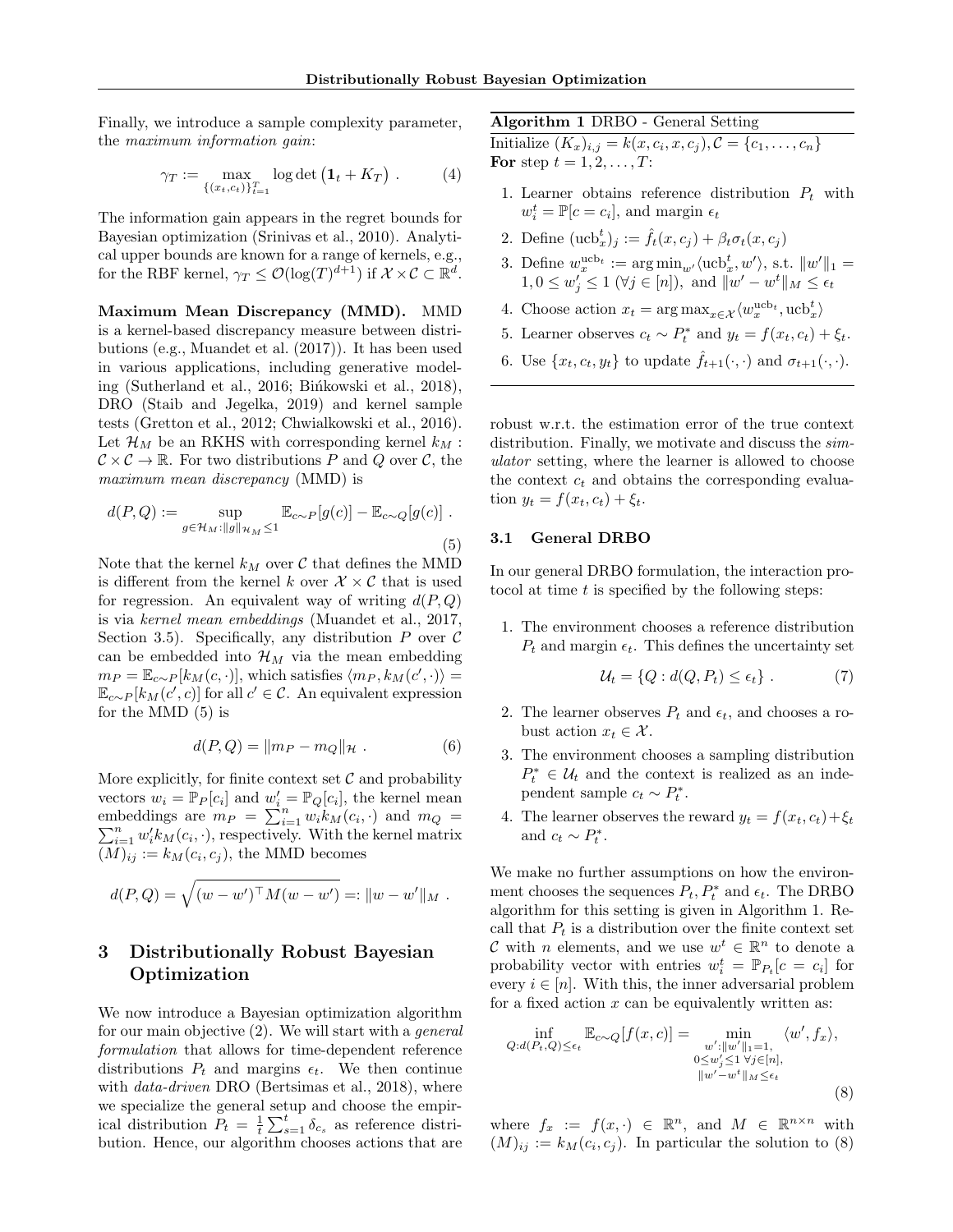Finally, we introduce a sample complexity parameter, the *maximum information gain*:

$$\gamma_T := \max_{\{(x_t,c_t)\}_{t=1}^T} \log\det\left(\mathbf{1}_t + K_T\right) . \tag{4}$$

The information gain appears in the regret bounds for Bayesian optimization (Srinivas et al., 2010). Analytical upper bounds are known for a range of kernels, e.g., for the RBF kernel, $\gamma_T \le \mathcal{O}(\log(T)^{d+1})$ if $\mathcal{X}\times\mathcal{C}\subset\mathbb{R}^d$.

**Maximum Mean Discrepancy (MMD).** MMD is a kernel-based discrepancy measure between distributions (e.g., Muandet et al. (2017)). It has been used in various applications, including generative modeling (Sutherland et al., 2016; Bińkowski et al., 2018), DRO (Staib and Jegelka, 2019) and kernel sample tests (Gretton et al., 2012; Chwialkowski et al., 2016). Let $\mathcal{H}_M$ be an RKHS with corresponding kernel $k_M : \mathcal{C}\times\mathcal{C}\to\mathbb{R}$. For two distributions $P$ and $Q$ over $\mathcal{C}$, the *maximum mean discrepancy* (MMD) is

$$d(P,Q) := \sup_{g\in\mathcal{H}_M:\|g\|_{\mathcal{H}_M}\le 1} \mathbb{E}_{c\sim P}[g(c)] - \mathbb{E}_{c\sim Q}[g(c)] . \tag{5}$$

Note that the kernel $k_M$ over $\mathcal{C}$ that defines the MMD is different from the kernel $k$ over $\mathcal{X}\times\mathcal{C}$ that is used for regression. An equivalent way of writing $d(P,Q)$ is via *kernel mean embeddings* (Muandet et al., 2017, Section 3.5). Specifically, any distribution $P$ over $\mathcal{C}$ can be embedded into $\mathcal{H}_M$ via the mean embedding $m_P = \mathbb{E}_{c\sim P}[k_M(c,\cdot)]$, which satisfies $\langle m_P, k_M(c',\cdot)\rangle = \mathbb{E}_{c\sim P}[k_M(c',c)]$ for all $c'\in\mathcal{C}$. An equivalent expression for the MMD (5) is

$$d(P,Q) = \|m_P - m_Q\|_{\mathcal{H}} . \tag{6}$$

More explicitly, for finite context set $\mathcal{C}$ and probability vectors $w_i = \mathbb{P}_P[c_i]$ and $w_i' = \mathbb{P}_Q[c_i]$, the kernel mean embeddings are $m_P = \sum_{i=1}^n w_i k_M(c_i,\cdot)$ and $m_Q = \sum_{i=1}^n w_i' k_M(c_i,\cdot)$, respectively. With the kernel matrix $(M)_{ij} := k_M(c_i,c_j)$, the MMD becomes

$$d(P,Q) = \sqrt{(w-w')^\top M (w-w')} =: \|w-w'\|_M .$$

# 3 Distributionally Robust Bayesian Optimization

We now introduce a Bayesian optimization algorithm for our main objective (2). We will start with a *general formulation* that allows for time-dependent reference distributions $P_t$ and margins $\epsilon_t$. We then continue with *data-driven* DRO (Bertsimas et al., 2018), where we specialize the general setup and choose the empirical distribution $P_t = \frac{1}{t}\sum_{s=1}^t \delta_{c_s}$ as reference distribution. Hence, our algorithm chooses actions that are robust w.r.t. the estimation error of the true context distribution. Finally, we motivate and discuss the *simulator* setting, where the learner is allowed to choose the context $c_t$ and obtains the corresponding evaluation $y_t = f(x_t,c_t)+\xi_t$.

**Algorithm 1** DRBO - General Setting

Initialize $(K_x)_{i,j} = k(x,c_i,x,c_j), \mathcal{C} = \{c_1,\dots,c_n\}$
**For** step $t = 1,2,\dots,T$:

1. Learner obtains reference distribution $P_t$ with $w_i^t = \mathbb{P}[c=c_i]$, and margin $\epsilon_t$
2. Define $(\mathrm{ucb}_x^t)_j := \hat{f}_t(x,c_j) + \beta_t\sigma_t(x,c_j)$
3. Define $w_x^{\mathrm{ucb}_t} := \arg\min_{w'}\langle \mathrm{ucb}_x^t, w'\rangle$, s.t. $\|w'\|_1 = 1, 0\le w_j'\le 1\ (\forall j\in[n])$, and $\|w'-w^t\|_M \le \epsilon_t$
4. Choose action $x_t = \arg\max_{x\in\mathcal{X}}\langle w_x^{\mathrm{ucb}_t}, \mathrm{ucb}_x^t\rangle$
5. Learner observes $c_t\sim P_t^*$ and $y_t = f(x_t,c_t)+\xi_t$.
6. Use $\{x_t,c_t,y_t\}$ to update $\hat{f}_{t+1}(\cdot,\cdot)$ and $\sigma_{t+1}(\cdot,\cdot)$.

## 3.1 General DRBO

In our general DRBO formulation, the interaction protocol at time $t$ is specified by the following steps:

1. The environment chooses a reference distribution $P_t$ and margin $\epsilon_t$. This defines the uncertainty set
$$\mathcal{U}_t = \{Q : d(Q,P_t)\le\epsilon_t\} . \tag{7}$$
2. The learner observes $P_t$ and $\epsilon_t$, and chooses a robust action $x_t\in\mathcal{X}$.
3. The environment chooses a sampling distribution $P_t^*\in\mathcal{U}_t$ and the context is realized as an independent sample $c_t\sim P_t^*$.
4. The learner observes the reward $y_t = f(x_t,c_t)+\xi_t$ and $c_t\sim P_t^*$.

We make no further assumptions on how the environment chooses the sequences $P_t, P_t^*$ and $\epsilon_t$. The DRBO algorithm for this setting is given in Algorithm 1. Recall that $P_t$ is a distribution over the finite context set $\mathcal{C}$ with $n$ elements, and we use $w^t\in\mathbb{R}^n$ to denote a probability vector with entries $w_i^t = \mathbb{P}_{P_t}[c=c_i]$ for every $i\in[n]$. With this, the inner adversarial problem for a fixed action $x$ can be equivalently written as:

$$\inf_{Q:d(P_t,Q)\le\epsilon_t}\mathbb{E}_{c\sim Q}[f(x,c)] = \min_{\substack{w':\|w'\|_1=1,\\ 0\le w_j'\le 1\ \forall j\in[n],\\ \|w'-w^t\|_M\le\epsilon_t}}\langle w', f_x\rangle, \tag{8}$$

where $f_x := f(x,\cdot)\in\mathbb{R}^n$, and $M\in\mathbb{R}^{n\times n}$ with $(M)_{ij} := k_M(c_i,c_j)$. In particular the solution to (8)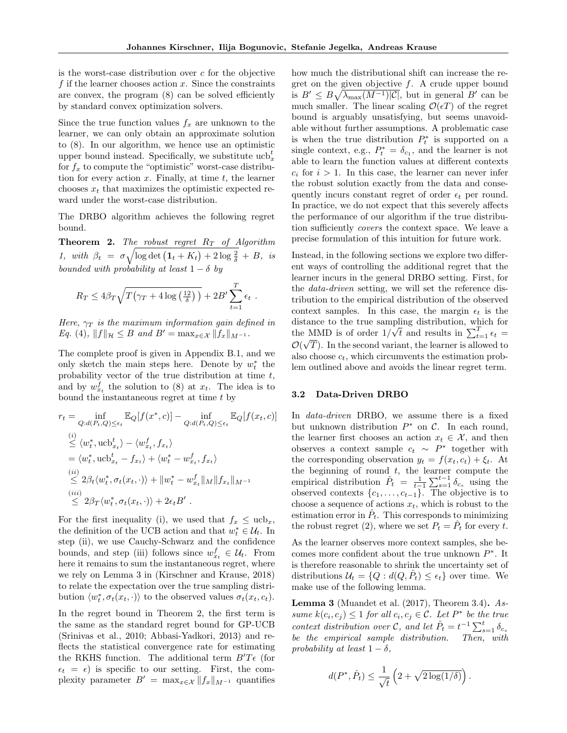is the worst-case distribution over $c$ for the objective $f$ if the learner chooses action $x$. Since the constraints are convex, the program (8) can be solved efficiently by standard convex optimization solvers.

Since the true function values $f_x$ are unknown to the learner, we can only obtain an approximate solution to (8). In our algorithm, we hence use an optimistic upper bound instead. Specifically, we substitute $\text{ucb}_x^t$ for $f_x$ to compute the "optimistic" worst-case distribution for every action $x$. Finally, at time $t$, the learner chooses $x_t$ that maximizes the optimistic expected reward under the worst-case distribution.

The DRBO algorithm achieves the following regret bound.

**Theorem 2.** *The robust regret $R_T$ of Algorithm 1, with $\beta_t = \sigma\sqrt{\log\det\left(\mathbf{1}_t + K_t\right) + 2\log\frac{2}{\delta}} + B$, is bounded with probability at least $1-\delta$ by*

$$R_T \leq 4\beta_T\sqrt{T\left(\gamma_T + 4\log\left(\tfrac{12}{\delta}\right)\right)} + 2B'\sum_{t=1}^{T}\epsilon_t \ .$$

*Here, $\gamma_T$ is the maximum information gain defined in Eq. (4), $\|f\|_{\mathcal{H}} \leq B$ and $B' = \max_{x\in\mathcal{X}}\|f_x\|_{M^{-1}}$.*

The complete proof is given in Appendix B.1, and we only sketch the main steps here. Denote by $w_t^*$ the probability vector of the true distribution at time $t$, and by $w_{x_t}^f$ the solution to (8) at $x_t$. The idea is to bound the instantaneous regret at time $t$ by

$$\begin{aligned}
r_t &= \inf_{Q:d(P_t,Q)\leq\epsilon_t}\mathbb{E}_Q[f(x^*,c)] - \inf_{Q:d(P_t,Q)\leq\epsilon_t}\mathbb{E}_Q[f(x_t,c)] \\
&\overset{(i)}{\leq} \langle w_t^*, \text{ucb}_{x_t}^t\rangle - \langle w_{x_t}^f, f_{x_t}\rangle \\
&= \langle w_t^*, \text{ucb}_{x_t}^t - f_{x_t}\rangle + \langle w_t^* - w_{x_t}^f, f_{x_t}\rangle \\
&\overset{(ii)}{\leq} 2\beta_t\langle w_t^*, \sigma_t(x_t,\cdot)\rangle + \|w_t^* - w_{x_t}^f\|_M\|f_{x_t}\|_{M^{-1}} \\
&\overset{(iii)}{\leq} 2\beta_T\langle w_t^*, \sigma_t(x_t,\cdot)\rangle + 2\epsilon_t B' \ .
\end{aligned}$$

For the first inequality (i), we used that $f_x \leq \text{ucb}_x$, the definition of the UCB action and that $w_t^* \in \mathcal{U}_t$. In step (ii), we use Cauchy-Schwarz and the confidence bounds, and step (iii) follows since $w_{x_t}^f \in \mathcal{U}_t$. From here it remains to sum the instantaneous regret, where we rely on Lemma 3 in (Kirschner and Krause, 2018) to relate the expectation over the true sampling distribution $\langle w_t^*, \sigma_t(x_t,\cdot)\rangle$ to the observed values $\sigma_t(x_t, c_t)$.

In the regret bound in Theorem 2, the first term is the same as the standard regret bound for GP-UCB (Srinivas et al., 2010; Abbasi-Yadkori, 2013) and reflects the statistical convergence rate for estimating the RKHS function. The additional term $B'T\epsilon$ (for $\epsilon_t = \epsilon$) is specific to our setting. First, the complexity parameter $B' = \max_{x\in\mathcal{X}}\|f_x\|_{M^{-1}}$ quantifies how much the distributional shift can increase the regret on the given objective $f$. A crude upper bound is $B' \leq B\sqrt{\lambda_{\max}(M^{-1})|\mathcal{C}|}$, but in general $B'$ can be much smaller. The linear scaling $\mathcal{O}(\epsilon T)$ of the regret bound is arguably unsatisfying, but seems unavoidable without further assumptions. A problematic case is when the true distribution $P_t^*$ is supported on a single context, e.g., $P_t^* = \delta_{c_1}$, and the learner is not able to learn the function values at different contexts $c_i$ for $i > 1$. In this case, the learner can never infer the robust solution exactly from the data and consequently incurs constant regret of order $\epsilon_t$ per round. In practice, we do not expect that this severely affects the performance of our algorithm if the true distribution sufficiently *covers* the context space. We leave a precise formulation of this intuition for future work.

Instead, in the following sections we explore two different ways of controlling the additional regret that the learner incurs in the general DRBO setting. First, for the *data-driven* setting, we will set the reference distribution to the empirical distribution of the observed context samples. In this case, the margin $\epsilon_t$ is the distance to the true sampling distribution, which for the MMD is of order $1/\sqrt{t}$ and results in $\sum_{t=1}^T \epsilon_t = \mathcal{O}(\sqrt{T})$. In the second variant, the learner is allowed to also choose $c_t$, which circumvents the estimation problem outlined above and avoids the linear regret term.

### 3.2 Data-Driven DRBO

In *data-driven* DRBO, we assume there is a fixed but unknown distribution $P^*$ on $\mathcal{C}$. In each round, the learner first chooses an action $x_t \in \mathcal{X}$, and then observes a context sample $c_t \sim P^*$ together with the corresponding observation $y_t = f(x_t, c_t) + \xi_t$. At the beginning of round $t$, the learner compute the empirical distribution $\hat{P}_t = \frac{1}{t-1}\sum_{s=1}^{t-1}\delta_{c_s}$ using the observed contexts $\{c_1, \dots, c_{t-1}\}$. The objective is to choose a sequence of actions $x_t$, which is robust to the estimation error in $\hat{P}_t$. This corresponds to minimizing the robust regret (2), where we set $P_t = \hat{P}_t$ for every $t$.

As the learner observes more context samples, she becomes more confident about the true unknown $P^*$. It is therefore reasonable to shrink the uncertainty set of distributions $\mathcal{U}_t = \{Q : d(Q, \hat{P}_t) \leq \epsilon_t\}$ over time. We make use of the following lemma.

**Lemma 3** (Muandet et al. (2017), Theorem 3.4)**.** *Assume $k(c_i, c_j) \leq 1$ for all $c_i, c_j \in \mathcal{C}$. Let $P^*$ be the true context distribution over $\mathcal{C}$, and let $\hat{P}_t = t^{-1}\sum_{s=1}^t \delta_{c_s}$ be the empirical sample distribution. Then, with probability at least $1-\delta$,*

$$d(P^*, \hat{P}_t) \leq \frac{1}{\sqrt{t}}\left(2 + \sqrt{2\log(1/\delta)}\right).$$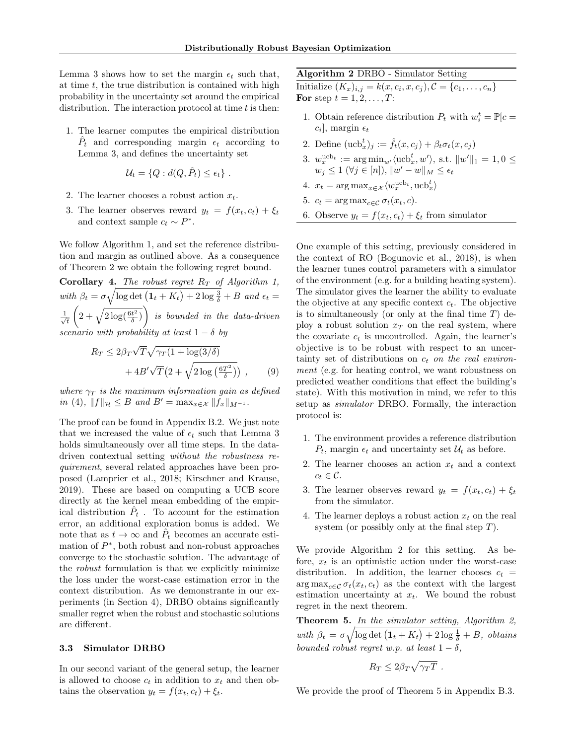Lemma 3 shows how to set the margin $\epsilon_t$ such that, at time $t$, the true distribution is contained with high probability in the uncertainty set around the empirical distribution. The interaction protocol at time $t$ is then:

1. The learner computes the empirical distribution $\hat{P}_t$ and corresponding margin $\epsilon_t$ according to Lemma 3, and defines the uncertainty set

$$\mathcal{U}_t = \{Q : d(Q, \hat{P}_t) \leq \epsilon_t\} .$$

2. The learner chooses a robust action $x_t$.
3. The learner observes reward $y_t = f(x_t, c_t) + \xi_t$ and context sample $c_t \sim P^*$.

We follow Algorithm 1, and set the reference distribution and margin as outlined above. As a consequence of Theorem 2 we obtain the following regret bound.

**Corollary 4.** *The robust regret $R_T$ of Algorithm 1, with $\beta_t = \sigma\sqrt{\log\det\left(\mathbf{1}_t + K_t\right) + 2\log\frac{3}{\delta}} + B$ and $\epsilon_t = \frac{1}{\sqrt{t}}\left(2 + \sqrt{2\log(\frac{6t^2}{\delta})}\right)$ is bounded in the data-driven scenario with probability at least $1-\delta$ by*

$$R_T \leq 2\beta_T\sqrt{T}\sqrt{\gamma_T(1+\log(3/\delta)} + 4B'\sqrt{T}\big(2 + \sqrt{2\log\left(\tfrac{6T^2}{\delta}\right)}\big) \ , \qquad (9)$$

*where $\gamma_T$ is the maximum information gain as defined in (4), $\|f\|_{\mathcal{H}} \leq B$ and $B' = \max_{x\in\mathcal{X}}\|f_x\|_{M^{-1}}$.*

The proof can be found in Appendix B.2. We just note that we increased the value of $\epsilon_t$ such that Lemma 3 holds simultaneously over all time steps. In the data-driven contextual setting *without the robustness requirement*, several related approaches have been proposed (Lamprier et al., 2018; Kirschner and Krause, 2019). These are based on computing a UCB score directly at the kernel mean embedding of the empirical distribution $\hat{P}_t$ . To account for the estimation error, an additional exploration bonus is added. We note that as $t\to\infty$ and $\hat{P}_t$ becomes an accurate estimation of $P^*$, both robust and non-robust approaches converge to the stochastic solution. The advantage of the *robust* formulation is that we explicitly minimize the loss under the worst-case estimation error in the context distribution. As we demonstrante in our experiments (in Section 4), DRBO obtains significantly smaller regret when the robust and stochastic solutions are different.

### 3.3 Simulator DRBO

In our second variant of the general setup, the learner is allowed to choose $c_t$ in addition to $x_t$ and then obtains the observation $y_t = f(x_t, c_t) + \xi_t$.

**Algorithm 2** DRBO - Simulator Setting

Initialize $(K_x)_{i,j} = k(x, c_i, x, c_j), \mathcal{C} = \{c_1, \dots, c_n\}$
**For** step $t = 1, 2, \dots, T$:

1. Obtain reference distribution $P_t$ with $w_i^t = \mathbb{P}[c = c_i]$, margin $\epsilon_t$
2. Define $(\text{ucb}_x^t)_j := \hat{f}_t(x, c_j) + \beta_t\sigma_t(x, c_j)$
3. $w_x^{\text{ucb}_t} := \arg\min_{w'}\langle \text{ucb}_x^t, w'\rangle$, s.t. $\|w'\|_1 = 1, 0 \leq w_j \leq 1$ $(\forall j \in [n]), \|w' - w\|_M \leq \epsilon_t$
4. $x_t = \arg\max_{x\in\mathcal{X}}\langle w_x^{\text{ucb}_t}, \text{ucb}_x^t\rangle$
5. $c_t = \arg\max_{c\in\mathcal{C}}\sigma_t(x_t, c)$.
6. Observe $y_t = f(x_t, c_t) + \xi_t$ from simulator

One example of this setting, previously considered in the context of RO (Bogunovic et al., 2018), is when the learner tunes control parameters with a simulator of the environment (e.g. for a building heating system). The simulator gives the learner the ability to evaluate the objective at any specific context $c_t$. The objective is to simultaneously (or only at the final time $T$) deploy a robust solution $x_T$ on the real system, where the covariate $c_t$ is uncontrolled. Again, the learner's objective is to be robust with respect to an uncertainty set of distributions on $c_t$ *on the real environment* (e.g. for heating control, we want robustness on predicted weather conditions that effect the building's state). With this motivation in mind, we refer to this setup as *simulator* DRBO. Formally, the interaction protocol is:

1. The environment provides a reference distribution $P_t$, margin $\epsilon_t$ and uncertainty set $\mathcal{U}_t$ as before.
2. The learner chooses an action $x_t$ and a context $c_t \in \mathcal{C}$.
3. The learner observes reward $y_t = f(x_t, c_t) + \xi_t$ from the simulator.
4. The learner deploys a robust action $x_t$ on the real system (or possibly only at the final step $T$).

We provide Algorithm 2 for this setting. As before, $x_t$ is an optimistic action under the worst-case distribution. In addition, the learner chooses $c_t = \arg\max_{c\in\mathcal{C}}\sigma_t(x_t, c_t)$ as the context with the largest estimation uncertainty at $x_t$. We bound the robust regret in the next theorem.

**Theorem 5.** *In the simulator setting, Algorithm 2, with $\beta_t = \sigma\sqrt{\log\det\left(\mathbf{1}_t + K_t\right) + 2\log\frac{1}{\delta}} + B$, obtains bounded robust regret w.p. at least $1-\delta$,*

$$R_T \leq 2\beta_T\sqrt{\gamma_T T} \ .$$

We provide the proof of Theorem 5 in Appendix B.3.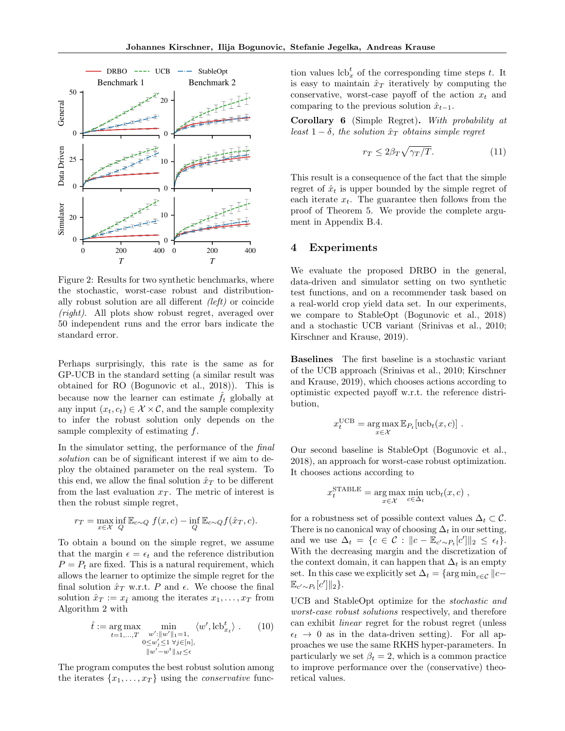Figure 2: Results for two synthetic benchmarks, where the stochastic, worst-case robust and distributionally robust solution are all different *(left)* or coincide *(right)*. All plots show robust regret, averaged over 50 independent runs and the error bars indicate the standard error.

Perhaps surprisingly, this rate is the same as for GP-UCB in the standard setting (a similar result was obtained for RO (Bogunovic et al., 2018)). This is because now the learner can estimate $\hat{f}_t$ globally at any input $(x_t, c_t) \in \mathcal{X} \times \mathcal{C}$, and the sample complexity to infer the robust solution only depends on the sample complexity of estimating $f$.

In the simulator setting, the performance of the *final solution* can be of significant interest if we aim to deploy the obtained parameter on the real system. To this end, we allow the final solution $\hat{x}_T$ to be different from the last evaluation $x_T$. The metric of interest is then the robust simple regret,

$$r_T = \max_{x \in \mathcal{X}} \inf_{Q} \mathbb{E}_{c \sim Q}\, f(x, c) - \inf_{Q} \mathbb{E}_{c \sim Q} f(\hat{x}_T, c).$$

To obtain a bound on the simple regret, we assume that the margin $\epsilon = \epsilon_t$ and the reference distribution $P = P_t$ are fixed. This is a natural requirement, which allows the learner to optimize the simple regret for the final solution $\hat{x}_T$ w.r.t. $P$ and $\epsilon$. We choose the final solution $\hat{x}_T := x_{\hat{t}}$ among the iterates $x_1, \dots, x_T$ from Algorithm 2 with

$$\hat{t} := \underset{t=1,\dots,T}{\arg\max} \min_{\substack{w' : \|w'\|_1 = 1, \\ 0 \leq w'_j \leq 1 \; \forall j \in [n], \\ \|w' - w^t\|_M \leq \epsilon}} \langle w', \text{lcb}^t_{x_t} \rangle \; . \tag{10}$$

The program computes the best robust solution among the iterates $\{x_1, \dots, x_T\}$ using the *conservative* function values $\text{lcb}^t_x$ of the corresponding time steps $t$. It is easy to maintain $\hat{x}_T$ iteratively by computing the conservative, worst-case payoff of the action $x_t$ and comparing to the previous solution $\hat{x}_{t-1}$.

**Corollary 6** (Simple Regret). *With probability at least $1 - \delta$, the solution $\hat{x}_T$ obtains simple regret*

$$r_T \leq 2\beta_T \sqrt{\gamma_T / T}. \tag{11}$$

This result is a consequence of the fact that the simple regret of $\hat{x}_t$ is upper bounded by the simple regret of each iterate $x_t$. The guarantee then follows from the proof of Theorem 5. We provide the complete argument in Appendix B.4.

## 4 Experiments

We evaluate the proposed DRBO in the general, data-driven and simulator setting on two synthetic test functions, and on a recommender task based on a real-world crop yield data set. In our experiments, we compare to StableOpt (Bogunovic et al., 2018) and a stochastic UCB variant (Srinivas et al., 2010; Kirschner and Krause, 2019).

**Baselines** The first baseline is a stochastic variant of the UCB approach (Srinivas et al., 2010; Kirschner and Krause, 2019), which chooses actions according to optimistic expected payoff w.r.t. the reference distribution,

$$x_t^{\text{UCB}} = \underset{x \in \mathcal{X}}{\arg\max}\, \mathbb{E}_{P_t}[\text{ucb}_t(x, c)] \; .$$

Our second baseline is StableOpt (Bogunovic et al., 2018), an approach for worst-case robust optimization. It chooses actions according to

$$x_t^{\text{STABLE}} = \underset{x \in \mathcal{X}}{\arg\max} \min_{c \in \Delta_t} \text{ucb}_t(x, c) \; ,$$

for a robustness set of possible context values $\Delta_t \subset \mathcal{C}$. There is no canonical way of choosing $\Delta_t$ in our setting, and we use $\Delta_t = \{c \in \mathcal{C} : \|c - \mathbb{E}_{c' \sim P_t}[c']\|_2 \leq \epsilon_t\}$. With the decreasing margin and the discretization of the context domain, it can happen that $\Delta_t$ is an empty set. In this case we explicitly set $\Delta_t = \{\arg\min_{c \in \mathcal{C}} \|c - \mathbb{E}_{c' \sim P_t}[c']\|_2\}$.

UCB and StableOpt optimize for the *stochastic and worst-case robust solutions* respectively, and therefore can exhibit *linear* regret for the robust regret (unless $\epsilon_t \to 0$ as in the data-driven setting). For all approaches we use the same RKHS hyper-parameters. In particularly we set $\beta_t = 2$, which is a common practice to improve performance over the (conservative) theoretical values.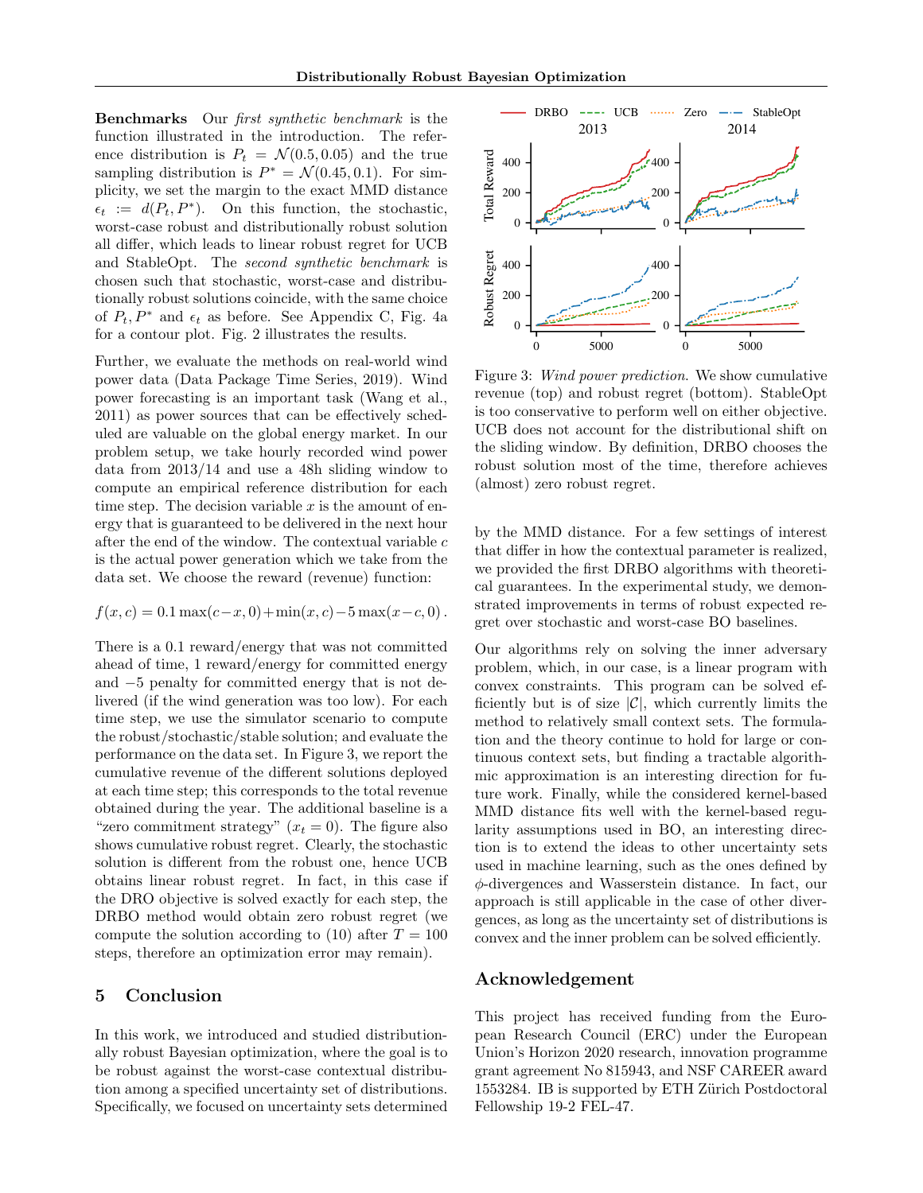**Benchmarks** Our *first synthetic benchmark* is the function illustrated in the introduction. The reference distribution is $P_t = \mathcal{N}(0.5, 0.05)$ and the true sampling distribution is $P^* = \mathcal{N}(0.45, 0.1)$. For simplicity, we set the margin to the exact MMD distance $\epsilon_t := d(P_t, P^*)$. On this function, the stochastic, worst-case robust and distributionally robust solution all differ, which leads to linear robust regret for UCB and StableOpt. The *second synthetic benchmark* is chosen such that stochastic, worst-case and distributionally robust solutions coincide, with the same choice of $P_t, P^*$ and $\epsilon_t$ as before. See Appendix C, Fig. 4a for a contour plot. Fig. 2 illustrates the results.

Further, we evaluate the methods on real-world wind power data (Data Package Time Series, 2019). Wind power forecasting is an important task (Wang et al., 2011) as power sources that can be effectively scheduled are valuable on the global energy market. In our problem setup, we take hourly recorded wind power data from 2013/14 and use a 48h sliding window to compute an empirical reference distribution for each time step. The decision variable $x$ is the amount of energy that is guaranteed to be delivered in the next hour after the end of the window. The contextual variable $c$ is the actual power generation which we take from the data set. We choose the reward (revenue) function:

$$f(x, c) = 0.1 \max(c - x, 0) + \min(x, c) - 5 \max(x - c, 0) \, .$$

There is a 0.1 reward/energy that was not committed ahead of time, 1 reward/energy for committed energy and $-5$ penalty for committed energy that is not delivered (if the wind generation was too low). For each time step, we use the simulator scenario to compute the robust/stochastic/stable solution; and evaluate the performance on the data set. In Figure 3, we report the cumulative revenue of the different solutions deployed at each time step; this corresponds to the total revenue obtained during the year. The additional baseline is a "zero commitment strategy" ($x_t = 0$). The figure also shows cumulative robust regret. Clearly, the stochastic solution is different from the robust one, hence UCB obtains linear robust regret. In fact, in this case if the DRO objective is solved exactly for each step, the DRBO method would obtain zero robust regret (we compute the solution according to (10) after $T = 100$ steps, therefore an optimization error may remain).

Figure 3: *Wind power prediction.* We show cumulative revenue (top) and robust regret (bottom). StableOpt is too conservative to perform well on either objective. UCB does not account for the distributional shift on the sliding window. By definition, DRBO chooses the robust solution most of the time, therefore achieves (almost) zero robust regret.

## 5 Conclusion

In this work, we introduced and studied distributionally robust Bayesian optimization, where the goal is to be robust against the worst-case contextual distribution among a specified uncertainty set of distributions. Specifically, we focused on uncertainty sets determined by the MMD distance. For a few settings of interest that differ in how the contextual parameter is realized, we provided the first DRBO algorithms with theoretical guarantees. In the experimental study, we demonstrated improvements in terms of robust expected regret over stochastic and worst-case BO baselines.

Our algorithms rely on solving the inner adversary problem, which, in our case, is a linear program with convex constraints. This program can be solved efficiently but is of size $|\mathcal{C}|$, which currently limits the method to relatively small context sets. The formulation and the theory continue to hold for large or continuous context sets, but finding a tractable algorithmic approximation is an interesting direction for future work. Finally, while the considered kernel-based MMD distance fits well with the kernel-based regularity assumptions used in BO, an interesting direction is to extend the ideas to other uncertainty sets used in machine learning, such as the ones defined by $\phi$-divergences and Wasserstein distance. In fact, our approach is still applicable in the case of other divergences, as long as the uncertainty set of distributions is convex and the inner problem can be solved efficiently.

## Acknowledgement

This project has received funding from the European Research Council (ERC) under the European Union's Horizon 2020 research, innovation programme grant agreement No 815943, and NSF CAREER award 1553284. IB is supported by ETH Zürich Postdoctoral Fellowship 19-2 FEL-47.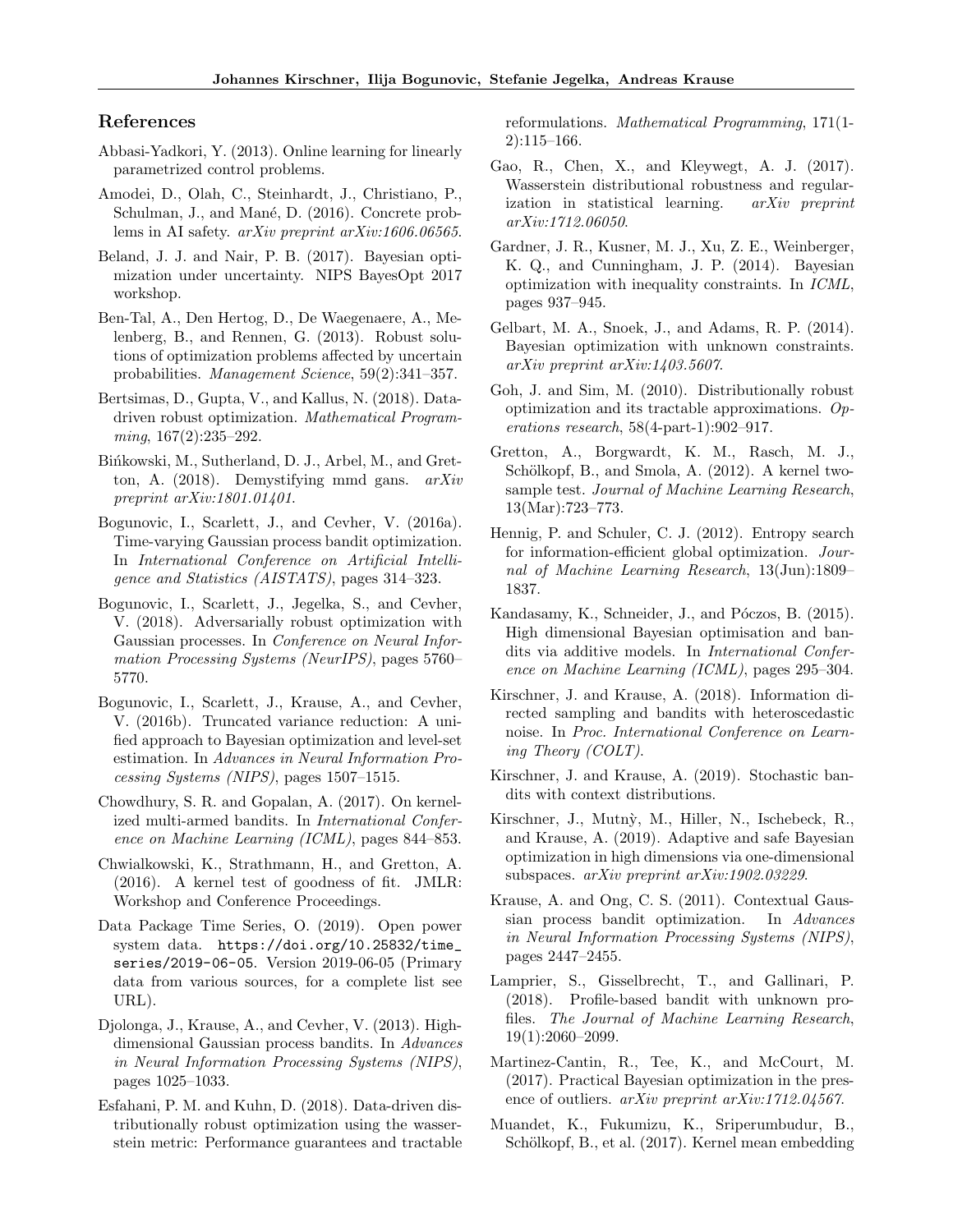## References

Abbasi-Yadkori, Y. (2013). Online learning for linearly parametrized control problems.

Amodei, D., Olah, C., Steinhardt, J., Christiano, P., Schulman, J., and Mané, D. (2016). Concrete problems in AI safety. *arXiv preprint arXiv:1606.06565*.

Beland, J. J. and Nair, P. B. (2017). Bayesian optimization under uncertainty. NIPS BayesOpt 2017 workshop.

Ben-Tal, A., Den Hertog, D., De Waegenaere, A., Melenberg, B., and Rennen, G. (2013). Robust solutions of optimization problems affected by uncertain probabilities. *Management Science*, 59(2):341–357.

Bertsimas, D., Gupta, V., and Kallus, N. (2018). Data-driven robust optimization. *Mathematical Programming*, 167(2):235–292.

Bińkowski, M., Sutherland, D. J., Arbel, M., and Gretton, A. (2018). Demystifying mmd gans. *arXiv preprint arXiv:1801.01401*.

Bogunovic, I., Scarlett, J., and Cevher, V. (2016a). Time-varying Gaussian process bandit optimization. In *International Conference on Artificial Intelligence and Statistics (AISTATS)*, pages 314–323.

Bogunovic, I., Scarlett, J., Jegelka, S., and Cevher, V. (2018). Adversarially robust optimization with Gaussian processes. In *Conference on Neural Information Processing Systems (NeurIPS)*, pages 5760–5770.

Bogunovic, I., Scarlett, J., Krause, A., and Cevher, V. (2016b). Truncated variance reduction: A unified approach to Bayesian optimization and level-set estimation. In *Advances in Neural Information Processing Systems (NIPS)*, pages 1507–1515.

Chowdhury, S. R. and Gopalan, A. (2017). On kernelized multi-armed bandits. In *International Conference on Machine Learning (ICML)*, pages 844–853.

Chwialkowski, K., Strathmann, H., and Gretton, A. (2016). A kernel test of goodness of fit. JMLR: Workshop and Conference Proceedings.

Data Package Time Series, O. (2019). Open power system data. https://doi.org/10.25832/time_series/2019-06-05. Version 2019-06-05 (Primary data from various sources, for a complete list see URL).

Djolonga, J., Krause, A., and Cevher, V. (2013). High-dimensional Gaussian process bandits. In *Advances in Neural Information Processing Systems (NIPS)*, pages 1025–1033.

Esfahani, P. M. and Kuhn, D. (2018). Data-driven distributionally robust optimization using the wasserstein metric: Performance guarantees and tractable reformulations. *Mathematical Programming*, 171(1-2):115–166.

Gao, R., Chen, X., and Kleywegt, A. J. (2017). Wasserstein distributional robustness and regularization in statistical learning. *arXiv preprint arXiv:1712.06050*.

Gardner, J. R., Kusner, M. J., Xu, Z. E., Weinberger, K. Q., and Cunningham, J. P. (2014). Bayesian optimization with inequality constraints. In *ICML*, pages 937–945.

Gelbart, M. A., Snoek, J., and Adams, R. P. (2014). Bayesian optimization with unknown constraints. *arXiv preprint arXiv:1403.5607*.

Goh, J. and Sim, M. (2010). Distributionally robust optimization and its tractable approximations. *Operations research*, 58(4-part-1):902–917.

Gretton, A., Borgwardt, K. M., Rasch, M. J., Schölkopf, B., and Smola, A. (2012). A kernel two-sample test. *Journal of Machine Learning Research*, 13(Mar):723–773.

Hennig, P. and Schuler, C. J. (2012). Entropy search for information-efficient global optimization. *Journal of Machine Learning Research*, 13(Jun):1809–1837.

Kandasamy, K., Schneider, J., and Póczos, B. (2015). High dimensional Bayesian optimisation and bandits via additive models. In *International Conference on Machine Learning (ICML)*, pages 295–304.

Kirschner, J. and Krause, A. (2018). Information directed sampling and bandits with heteroscedastic noise. In *Proc. International Conference on Learning Theory (COLT)*.

Kirschner, J. and Krause, A. (2019). Stochastic bandits with context distributions.

Kirschner, J., Mutnỳ, M., Hiller, N., Ischebeck, R., and Krause, A. (2019). Adaptive and safe Bayesian optimization in high dimensions via one-dimensional subspaces. *arXiv preprint arXiv:1902.03229*.

Krause, A. and Ong, C. S. (2011). Contextual Gaussian process bandit optimization. In *Advances in Neural Information Processing Systems (NIPS)*, pages 2447–2455.

Lamprier, S., Gisselbrecht, T., and Gallinari, P. (2018). Profile-based bandit with unknown profiles. *The Journal of Machine Learning Research*, 19(1):2060–2099.

Martinez-Cantin, R., Tee, K., and McCourt, M. (2017). Practical Bayesian optimization in the presence of outliers. *arXiv preprint arXiv:1712.04567*.

Muandet, K., Fukumizu, K., Sriperumbudur, B., Schölkopf, B., et al. (2017). Kernel mean embedding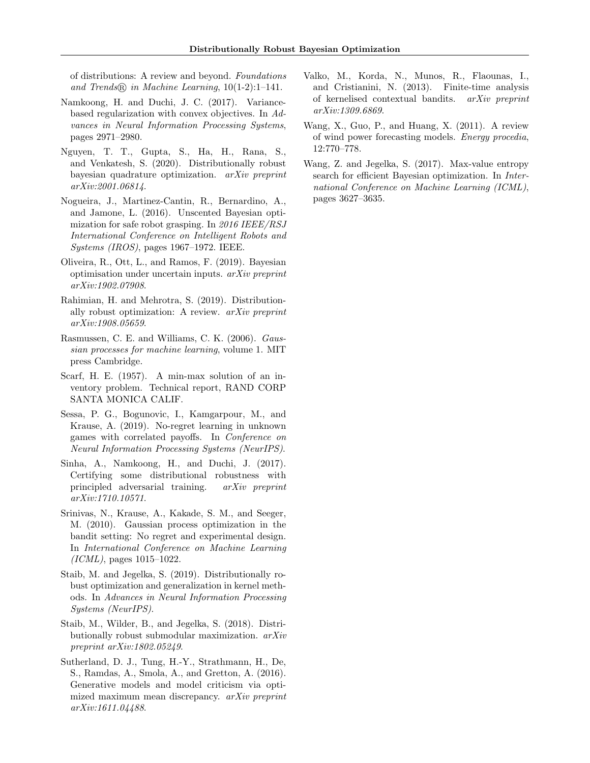of distributions: A review and beyond. *Foundations and Trends® in Machine Learning*, 10(1-2):1–141.

Namkoong, H. and Duchi, J. C. (2017). Variance-based regularization with convex objectives. In *Advances in Neural Information Processing Systems*, pages 2971–2980.

Nguyen, T. T., Gupta, S., Ha, H., Rana, S., and Venkatesh, S. (2020). Distributionally robust bayesian quadrature optimization. *arXiv preprint arXiv:2001.06814*.

Nogueira, J., Martinez-Cantin, R., Bernardino, A., and Jamone, L. (2016). Unscented Bayesian optimization for safe robot grasping. In *2016 IEEE/RSJ International Conference on Intelligent Robots and Systems (IROS)*, pages 1967–1972. IEEE.

Oliveira, R., Ott, L., and Ramos, F. (2019). Bayesian optimisation under uncertain inputs. *arXiv preprint arXiv:1902.07908*.

Rahimian, H. and Mehrotra, S. (2019). Distributionally robust optimization: A review. *arXiv preprint arXiv:1908.05659*.

Rasmussen, C. E. and Williams, C. K. (2006). *Gaussian processes for machine learning*, volume 1. MIT press Cambridge.

Scarf, H. E. (1957). A min-max solution of an inventory problem. Technical report, RAND CORP SANTA MONICA CALIF.

Sessa, P. G., Bogunovic, I., Kamgarpour, M., and Krause, A. (2019). No-regret learning in unknown games with correlated payoffs. In *Conference on Neural Information Processing Systems (NeurIPS)*.

Sinha, A., Namkoong, H., and Duchi, J. (2017). Certifying some distributional robustness with principled adversarial training. *arXiv preprint arXiv:1710.10571*.

Srinivas, N., Krause, A., Kakade, S. M., and Seeger, M. (2010). Gaussian process optimization in the bandit setting: No regret and experimental design. In *International Conference on Machine Learning (ICML)*, pages 1015–1022.

Staib, M. and Jegelka, S. (2019). Distributionally robust optimization and generalization in kernel methods. In *Advances in Neural Information Processing Systems (NeurIPS)*.

Staib, M., Wilder, B., and Jegelka, S. (2018). Distributionally robust submodular maximization. *arXiv preprint arXiv:1802.05249*.

Sutherland, D. J., Tung, H.-Y., Strathmann, H., De, S., Ramdas, A., Smola, A., and Gretton, A. (2016). Generative models and model criticism via optimized maximum mean discrepancy. *arXiv preprint arXiv:1611.04488*.

Valko, M., Korda, N., Munos, R., Flaounas, I., and Cristianini, N. (2013). Finite-time analysis of kernelised contextual bandits. *arXiv preprint arXiv:1309.6869*.

Wang, X., Guo, P., and Huang, X. (2011). A review of wind power forecasting models. *Energy procedia*, 12:770–778.

Wang, Z. and Jegelka, S. (2017). Max-value entropy search for efficient Bayesian optimization. In *International Conference on Machine Learning (ICML)*, pages 3627–3635.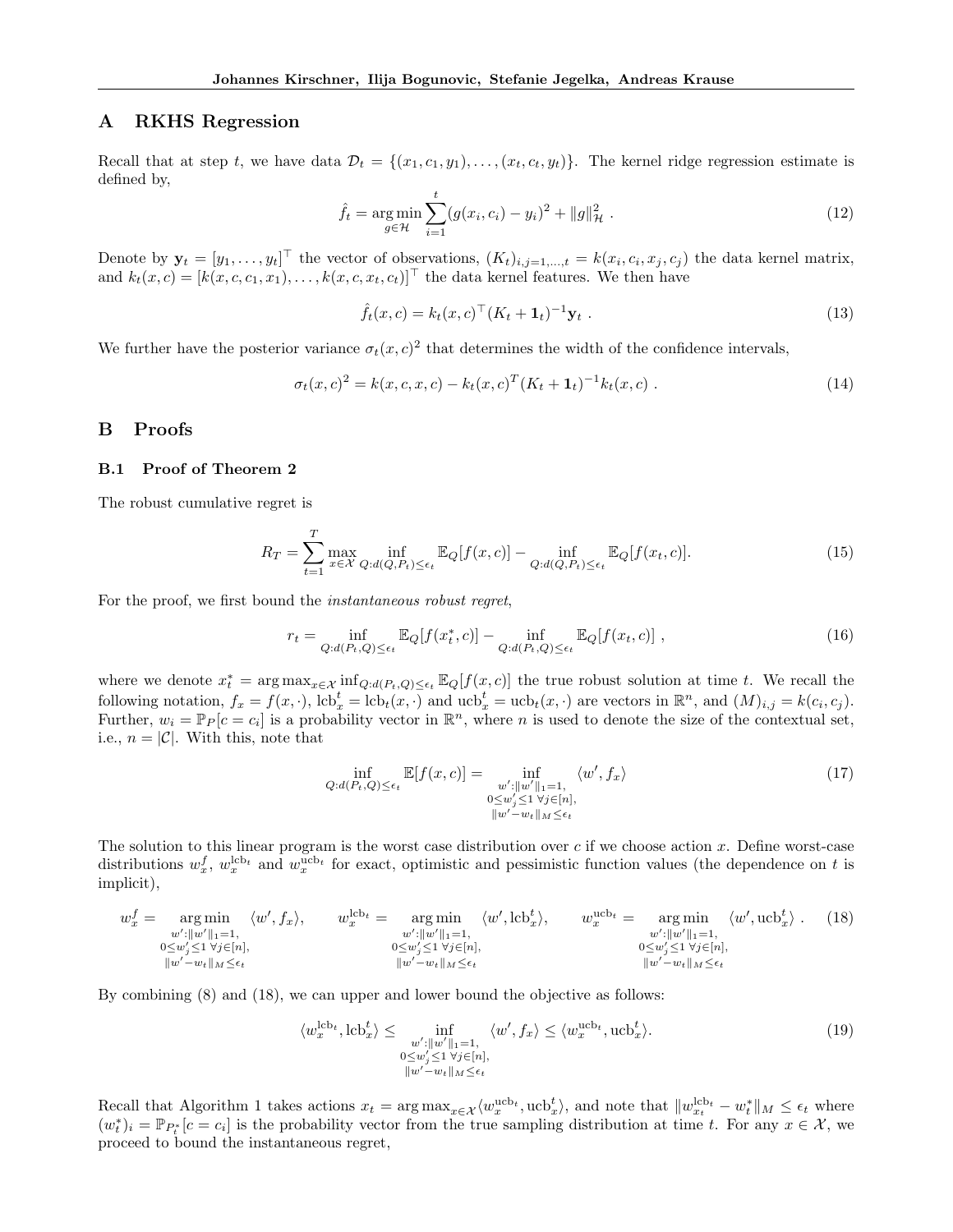## A RKHS Regression

Recall that at step $t$, we have data $\mathcal{D}_t = \{(x_1, c_1, y_1), \dots, (x_t, c_t, y_t)\}$. The kernel ridge regression estimate is defined by,

$$\hat{f}_t = \underset{g \in \mathcal{H}}{\arg\min} \sum_{i=1}^{t} (g(x_i, c_i) - y_i)^2 + \|g\|_{\mathcal{H}}^2 \ . \tag{12}$$

Denote by $\mathbf{y}_t = [y_1, \dots, y_t]^\top$ the vector of observations, $(K_t)_{i,j=1,\dots,t} = k(x_i, c_i, x_j, c_j)$ the data kernel matrix, and $k_t(x, c) = [k(x, c, c_1, x_1), \dots, k(x, c, x_t, c_t)]^\top$ the data kernel features. We then have

$$\hat{f}_t(x, c) = k_t(x, c)^\top (K_t + \mathbf{1}_t)^{-1} \mathbf{y}_t \ . \tag{13}$$

We further have the posterior variance $\sigma_t(x, c)^2$ that determines the width of the confidence intervals,

$$\sigma_t(x, c)^2 = k(x, c, x, c) - k_t(x, c)^T (K_t + \mathbf{1}_t)^{-1} k_t(x, c) \ . \tag{14}$$

## B Proofs

### B.1 Proof of Theorem 2

The robust cumulative regret is

$$R_T = \sum_{t=1}^{T} \max_{x \in \mathcal{X}} \inf_{Q: d(Q, P_t) \le \epsilon_t} \mathbb{E}_Q[f(x, c)] - \inf_{Q: d(Q, P_t) \le \epsilon_t} \mathbb{E}_Q[f(x_t, c)]. \tag{15}$$

For the proof, we first bound the *instantaneous robust regret*,

$$r_t = \inf_{Q: d(P_t, Q) \le \epsilon_t} \mathbb{E}_Q[f(x_t^*, c)] - \inf_{Q: d(P_t, Q) \le \epsilon_t} \mathbb{E}_Q[f(x_t, c)] \ , \tag{16}$$

where we denote $x_t^* = \arg\max_{x \in \mathcal{X}} \inf_{Q: d(P_t, Q) \le \epsilon_t} \mathbb{E}_Q[f(x, c)]$ the true robust solution at time $t$. We recall the following notation, $f_x = f(x, \cdot)$, $\mathrm{lcb}_x^t = \mathrm{lcb}_t(x, \cdot)$ and $\mathrm{ucb}_x^t = \mathrm{ucb}_t(x, \cdot)$ are vectors in $\mathbb{R}^n$, and $(M)_{i,j} = k(c_i, c_j)$. Further, $w_i = \mathbb{P}_P[c = c_i]$ is a probability vector in $\mathbb{R}^n$, where $n$ is used to denote the size of the contextual set, i.e., $n = |\mathcal{C}|$. With this, note that

$$\inf_{Q: d(P_t, Q) \le \epsilon_t} \mathbb{E}[f(x, c)] = \inf_{\substack{w': \|w'\|_1 = 1, \\ 0 \le w'_j \le 1 \ \forall j \in [n], \\ \|w' - w_t\|_M \le \epsilon_t}} \langle w', f_x \rangle \tag{17}$$

The solution to this linear program is the worst case distribution over $c$ if we choose action $x$. Define worst-case distributions $w_x^f$, $w_x^{\mathrm{lcb}_t}$ and $w_x^{\mathrm{ucb}_t}$ for exact, optimistic and pessimistic function values (the dependence on $t$ is implicit),

$$w_x^f = \underset{\substack{w': \|w'\|_1 = 1, \\ 0 \le w'_j \le 1 \ \forall j \in [n], \\ \|w' - w_t\|_M \le \epsilon_t}}{\arg\min} \langle w', f_x \rangle, \qquad w_x^{\mathrm{lcb}_t} = \underset{\substack{w': \|w'\|_1 = 1, \\ 0 \le w'_j \le 1 \ \forall j \in [n], \\ \|w' - w_t\|_M \le \epsilon_t}}{\arg\min} \langle w', \mathrm{lcb}_x^t \rangle, \qquad w_x^{\mathrm{ucb}_t} = \underset{\substack{w': \|w'\|_1 = 1, \\ 0 \le w'_j \le 1 \ \forall j \in [n], \\ \|w' - w_t\|_M \le \epsilon_t}}{\arg\min} \langle w', \mathrm{ucb}_x^t \rangle \ . \tag{18}$$

By combining (8) and (18), we can upper and lower bound the objective as follows:

$$\langle w_x^{\mathrm{lcb}_t}, \mathrm{lcb}_x^t \rangle \le \inf_{\substack{w': \|w'\|_1 = 1, \\ 0 \le w'_j \le 1 \ \forall j \in [n], \\ \|w' - w_t\|_M \le \epsilon_t}} \langle w', f_x \rangle \le \langle w_x^{\mathrm{ucb}_t}, \mathrm{ucb}_x^t \rangle. \tag{19}$$

Recall that Algorithm 1 takes actions $x_t = \arg\max_{x \in \mathcal{X}} \langle w_x^{\mathrm{ucb}_t}, \mathrm{ucb}_x^t \rangle$, and note that $\|w_{x_t}^{\mathrm{lcb}_t} - w_t^*\|_M \le \epsilon_t$ where $(w_t^*)_i = \mathbb{P}_{P_t^*}[c = c_i]$ is the probability vector from the true sampling distribution at time $t$. For any $x \in \mathcal{X}$, we proceed to bound the instantaneous regret,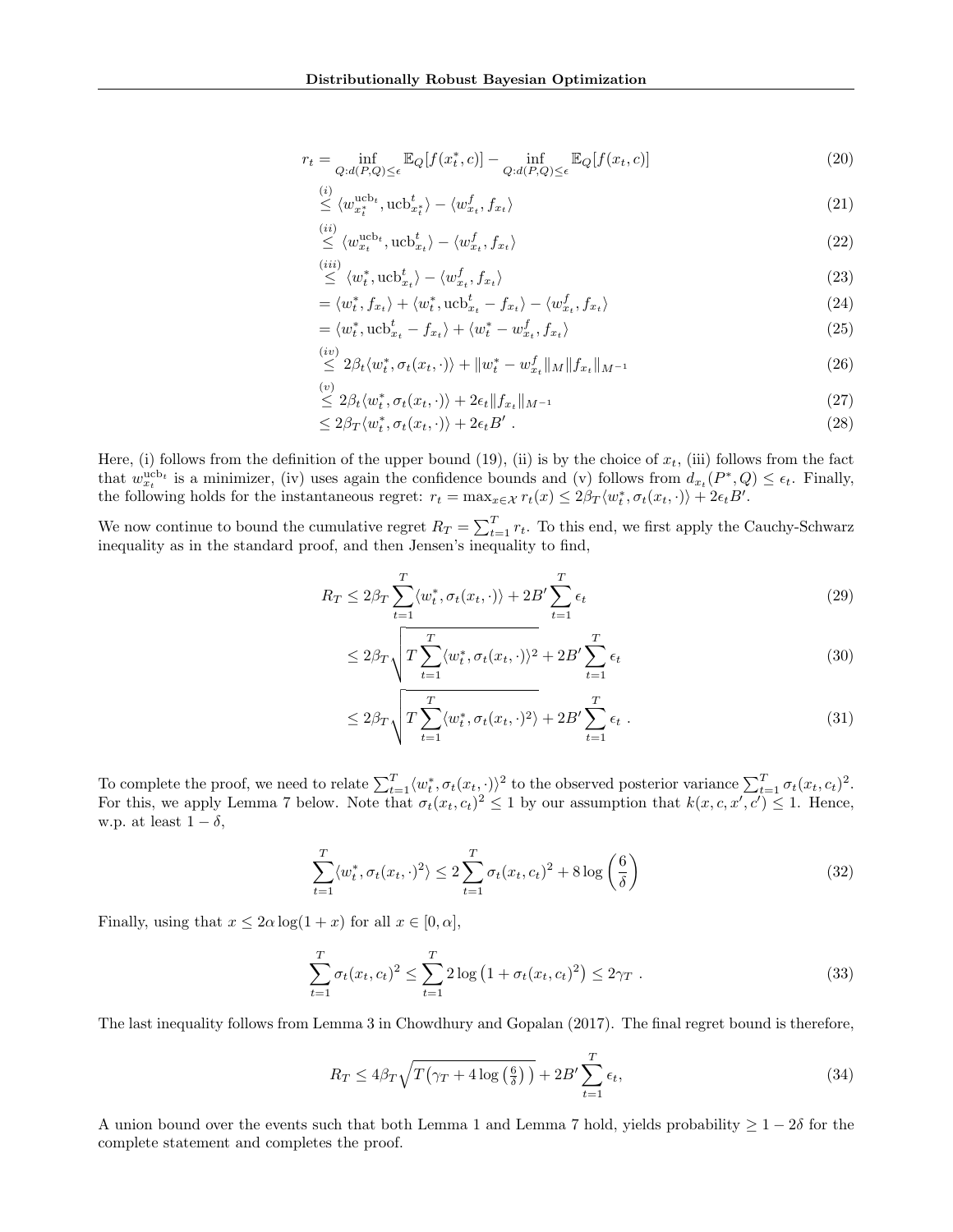$$
\begin{aligned}
r_t &= \inf_{Q:d(P,Q)\leq \epsilon} \mathbb{E}_Q[f(x_t^*, c)] - \inf_{Q:d(P,Q)\leq \epsilon} \mathbb{E}_Q[f(x_t, c)] && (20)\\
&\stackrel{(i)}{\leq} \langle w_{x_t^*}^{\mathrm{ucb}_t}, \mathrm{ucb}_{x_t^*}^t \rangle - \langle w_{x_t}^f, f_{x_t} \rangle && (21)\\
&\stackrel{(ii)}{\leq} \langle w_{x_t}^{\mathrm{ucb}_t}, \mathrm{ucb}_{x_t}^t \rangle - \langle w_{x_t}^f, f_{x_t} \rangle && (22)\\
&\stackrel{(iii)}{\leq} \langle w_t^*, \mathrm{ucb}_{x_t}^t \rangle - \langle w_{x_t}^f, f_{x_t} \rangle && (23)\\
&= \langle w_t^*, f_{x_t} \rangle + \langle w_t^*, \mathrm{ucb}_{x_t}^t - f_{x_t} \rangle - \langle w_{x_t}^f, f_{x_t} \rangle && (24)\\
&= \langle w_t^*, \mathrm{ucb}_{x_t}^t - f_{x_t} \rangle + \langle w_t^* - w_{x_t}^f, f_{x_t} \rangle && (25)\\
&\stackrel{(iv)}{\leq} 2\beta_t \langle w_t^*, \sigma_t(x_t, \cdot) \rangle + \|w_t^* - w_{x_t}^f\|_M \|f_{x_t}\|_{M^{-1}} && (26)\\
&\stackrel{(v)}{\leq} 2\beta_t \langle w_t^*, \sigma_t(x_t, \cdot) \rangle + 2\epsilon_t \|f_{x_t}\|_{M^{-1}} && (27)\\
&\leq 2\beta_T \langle w_t^*, \sigma_t(x_t, \cdot) \rangle + 2\epsilon_t B' \ . && (28)
\end{aligned}
$$

Here, (i) follows from the definition of the upper bound (19), (ii) is by the choice of $x_t$, (iii) follows from the fact that $w_{x_t}^{\mathrm{ucb}_t}$ is a minimizer, (iv) uses again the confidence bounds and (v) follows from $d_{x_t}(P^*, Q) \leq \epsilon_t$. Finally, the following holds for the instantaneous regret: $r_t = \max_{x\in\mathcal{X}} r_t(x) \leq 2\beta_T \langle w_t^*, \sigma_t(x_t, \cdot) \rangle + 2\epsilon_t B'$.

We now continue to bound the cumulative regret $R_T = \sum_{t=1}^T r_t$. To this end, we first apply the Cauchy-Schwarz inequality as in the standard proof, and then Jensen's inequality to find,

$$
\begin{aligned}
R_T &\leq 2\beta_T \sum_{t=1}^T \langle w_t^*, \sigma_t(x_t, \cdot) \rangle + 2B' \sum_{t=1}^T \epsilon_t && (29)\\
&\leq 2\beta_T \sqrt{T \sum_{t=1}^T \langle w_t^*, \sigma_t(x_t, \cdot) \rangle^2} + 2B' \sum_{t=1}^T \epsilon_t && (30)\\
&\leq 2\beta_T \sqrt{T \sum_{t=1}^T \langle w_t^*, \sigma_t(x_t, \cdot)^2 \rangle} + 2B' \sum_{t=1}^T \epsilon_t \ . && (31)
\end{aligned}
$$

To complete the proof, we need to relate $\sum_{t=1}^T \langle w_t^*, \sigma_t(x_t, \cdot) \rangle^2$ to the observed posterior variance $\sum_{t=1}^T \sigma_t(x_t, c_t)^2$. For this, we apply Lemma 7 below. Note that $\sigma_t(x_t, c_t)^2 \leq 1$ by our assumption that $k(x, c, x', c') \leq 1$. Hence, w.p. at least $1 - \delta$,

$$
\sum_{t=1}^T \langle w_t^*, \sigma_t(x_t, \cdot)^2 \rangle \leq 2 \sum_{t=1}^T \sigma_t(x_t, c_t)^2 + 8 \log\left(\frac{6}{\delta}\right) \tag{32}
$$

Finally, using that $x \leq 2\alpha \log(1 + x)$ for all $x \in [0, \alpha]$,

$$
\sum_{t=1}^T \sigma_t(x_t, c_t)^2 \leq \sum_{t=1}^T 2 \log\left(1 + \sigma_t(x_t, c_t)^2\right) \leq 2\gamma_T \ . \tag{33}
$$

The last inequality follows from Lemma 3 in Chowdhury and Gopalan (2017). The final regret bound is therefore,

$$
R_T \leq 4\beta_T \sqrt{T\big(\gamma_T + 4\log\left(\tfrac{6}{\delta}\right)\big)} + 2B' \sum_{t=1}^T \epsilon_t, \tag{34}
$$

A union bound over the events such that both Lemma 1 and Lemma 7 hold, yields probability $\geq 1 - 2\delta$ for the complete statement and completes the proof.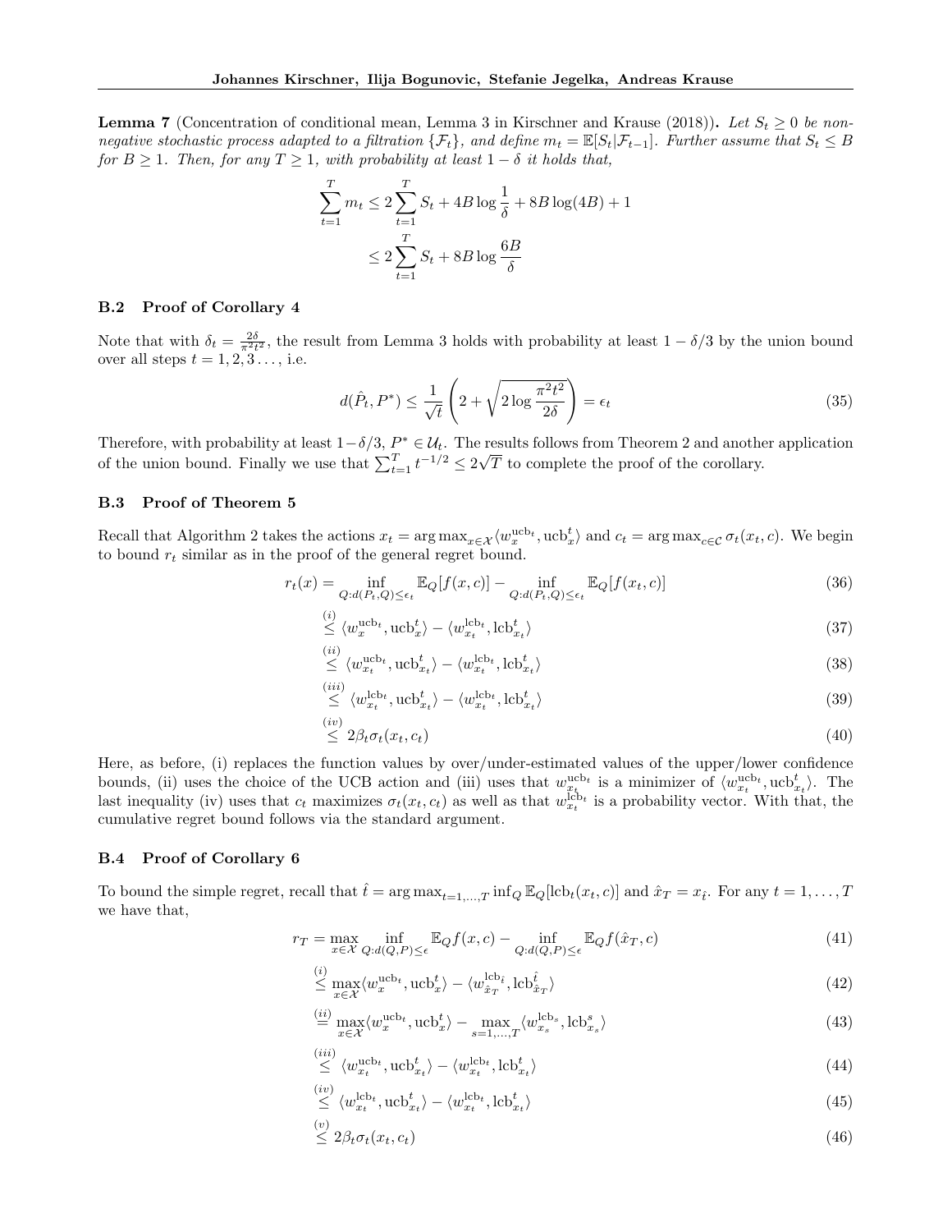**Lemma 7** (Concentration of conditional mean, Lemma 3 in Kirschner and Krause (2018)). *Let $S_t \geq 0$ be non-negative stochastic process adapted to a filtration $\{\mathcal{F}_t\}$, and define $m_t = \mathbb{E}[S_t|\mathcal{F}_{t-1}]$. Further assume that $S_t \leq B$ for $B \geq 1$. Then, for any $T \geq 1$, with probability at least $1-\delta$ it holds that,*

$$\sum_{t=1}^{T} m_t \leq 2\sum_{t=1}^{T} S_t + 4B\log\frac{1}{\delta} + 8B\log(4B) + 1$$
$$\leq 2\sum_{t=1}^{T} S_t + 8B\log\frac{6B}{\delta}$$

### B.2 Proof of Corollary 4

Note that with $\delta_t = \frac{2\delta}{\pi^2 t^2}$, the result from Lemma 3 holds with probability at least $1-\delta/3$ by the union bound over all steps $t = 1, 2, 3\ldots$, i.e.

$$d(\hat{P}_t, P^*) \leq \frac{1}{\sqrt{t}}\left(2 + \sqrt{2\log\frac{\pi^2 t^2}{2\delta}}\right) = \epsilon_t \tag{35}$$

Therefore, with probability at least $1-\delta/3$, $P^* \in \mathcal{U}_t$. The results follows from Theorem 2 and another application of the union bound. Finally we use that $\sum_{t=1}^{T} t^{-1/2} \leq 2\sqrt{T}$ to complete the proof of the corollary.

### B.3 Proof of Theorem 5

Recall that Algorithm 2 takes the actions $x_t = \arg\max_{x\in\mathcal{X}}\langle w_x^{\text{ucb}_t}, \text{ucb}_x^t\rangle$ and $c_t = \arg\max_{c\in\mathcal{C}}\sigma_t(x_t, c)$. We begin to bound $r_t$ similar as in the proof of the general regret bound.

$$r_t(x) = \inf_{Q:d(P_t,Q)\leq\epsilon_t}\mathbb{E}_Q[f(x,c)] - \inf_{Q:d(P_t,Q)\leq\epsilon_t}\mathbb{E}_Q[f(x_t,c)] \tag{36}$$

$$\overset{(i)}{\leq} \langle w_x^{\text{ucb}_t}, \text{ucb}_x^t\rangle - \langle w_{x_t}^{\text{lcb}_t}, \text{lcb}_{x_t}^t\rangle \tag{37}$$

$$\overset{(ii)}{\leq} \langle w_{x_t}^{\text{ucb}_t}, \text{ucb}_{x_t}^t\rangle - \langle w_{x_t}^{\text{lcb}_t}, \text{lcb}_{x_t}^t\rangle \tag{38}$$

$$\overset{(iii)}{\leq} \langle w_{x_t}^{\text{lcb}_t}, \text{ucb}_{x_t}^t\rangle - \langle w_{x_t}^{\text{lcb}_t}, \text{lcb}_{x_t}^t\rangle \tag{39}$$

$$\overset{(iv)}{\leq} 2\beta_t\sigma_t(x_t, c_t) \tag{40}$$

Here, as before, (i) replaces the function values by over/under-estimated values of the upper/lower confidence bounds, (ii) uses the choice of the UCB action and (iii) uses that $w_{x_t}^{\text{ucb}_t}$ is a minimizer of $\langle w_{x_t}^{\text{ucb}_t}, \text{ucb}_{x_t}^t\rangle$. The last inequality (iv) uses that $c_t$ maximizes $\sigma_t(x_t, c_t)$ as well as that $w_{x_t}^{\text{lcb}_t}$ is a probability vector. With that, the cumulative regret bound follows via the standard argument.

### B.4 Proof of Corollary 6

To bound the simple regret, recall that $\hat{t} = \arg\max_{t=1,\ldots,T}\inf_Q \mathbb{E}_Q[\text{lcb}_t(x_t, c)]$ and $\hat{x}_T = x_{\hat{t}}$. For any $t = 1, \ldots, T$ we have that,

$$r_T = \max_{x\in\mathcal{X}}\inf_{Q:d(Q,P)\leq\epsilon}\mathbb{E}_Q f(x,c) - \inf_{Q:d(Q,P)\leq\epsilon}\mathbb{E}_Q f(\hat{x}_T, c) \tag{41}$$

$$\overset{(i)}{\leq} \max_{x\in\mathcal{X}}\langle w_x^{\text{ucb}_t}, \text{ucb}_x^t\rangle - \langle w_{\hat{x}_T}^{\text{lcb}_{\hat{t}}}, \text{lcb}_{\hat{x}_T}^{\hat{t}}\rangle \tag{42}$$

$$\overset{(ii)}{=} \max_{x\in\mathcal{X}}\langle w_x^{\text{ucb}_t}, \text{ucb}_x^t\rangle - \max_{s=1,\ldots,T}\langle w_{x_s}^{\text{lcb}_s}, \text{lcb}_{x_s}^s\rangle \tag{43}$$

$$\overset{(iii)}{\leq} \langle w_{x_t}^{\text{ucb}_t}, \text{ucb}_{x_t}^t\rangle - \langle w_{x_t}^{\text{lcb}_t}, \text{lcb}_{x_t}^t\rangle \tag{44}$$

$$\overset{(iv)}{\leq} \langle w_{x_t}^{\text{lcb}_t}, \text{ucb}_{x_t}^t\rangle - \langle w_{x_t}^{\text{lcb}_t}, \text{lcb}_{x_t}^t\rangle \tag{45}$$

$$\overset{(v)}{\leq} 2\beta_t\sigma_t(x_t, c_t) \tag{46}$$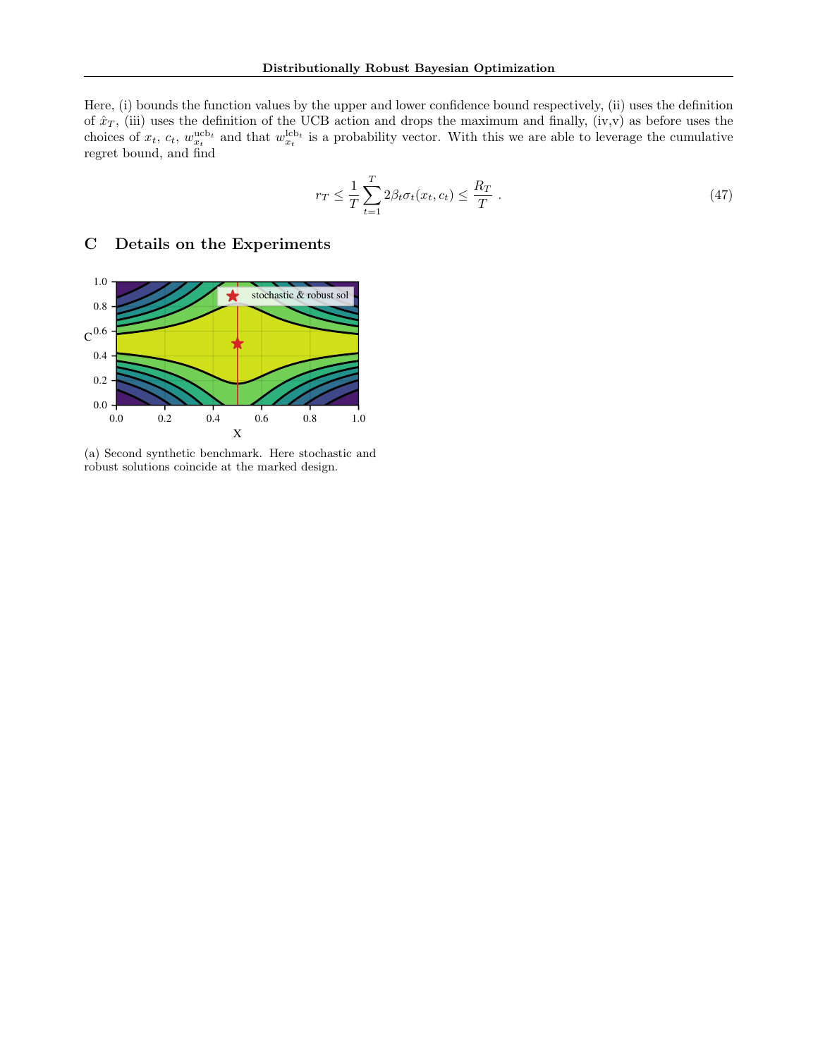Here, (i) bounds the function values by the upper and lower confidence bound respectively, (ii) uses the definition of $\hat{x}_T$, (iii) uses the definition of the UCB action and drops the maximum and finally, (iv,v) as before uses the choices of $x_t$, $c_t$, $w_{x_t}^{\mathrm{ucb}_t}$ and that $w_{x_t}^{\mathrm{lcb}_t}$ is a probability vector. With this we are able to leverage the cumulative regret bound, and find

$$r_T \leq \frac{1}{T} \sum_{t=1}^{T} 2\beta_t \sigma_t(x_t, c_t) \leq \frac{R_T}{T} \ . \tag{47}$$

## C Details on the Experiments

1.0
0.8
C 0.6
0.4
0.2
0.0
0.0
0.2
0.4
0.6
0.8
1.0
X
stochastic & robust sol

(a) Second synthetic benchmark. Here stochastic and robust solutions coincide at the marked design.